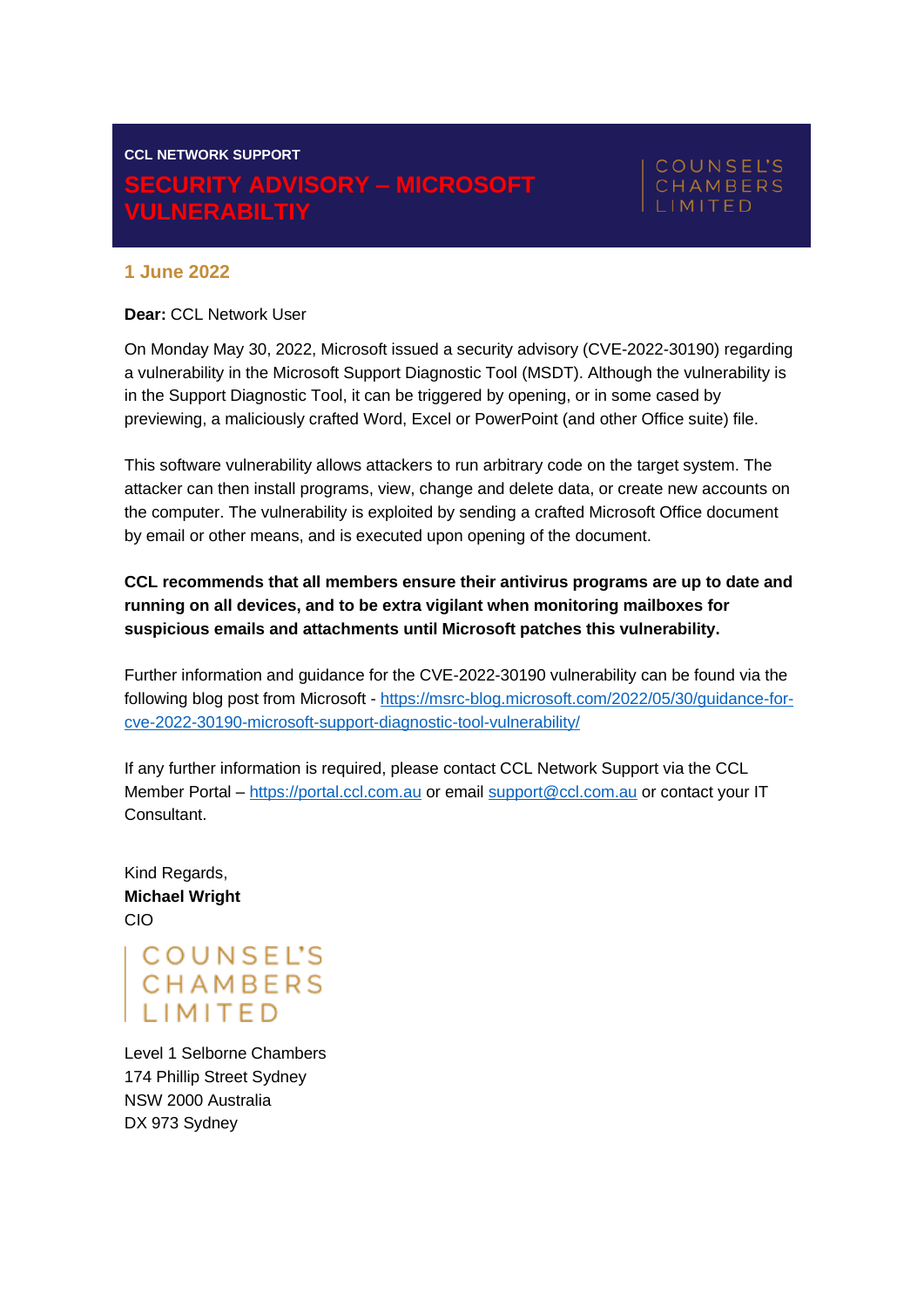CCL NETWORK SUPPORT

# SECURITY ADVISORY – MICROSOFT VULNERABILTIY

COUNSEL'S CHAMBERS LIMITED

## 1 June 2022

**Dear:** CCL Network User

On Monday May 30, 2022, Microsoft issued a security advisory (CVE-2022-30190) regarding a vulnerability in the Microsoft Support Diagnostic Tool (MSDT). Although the vulnerability is in the Support Diagnostic Tool, it can be triggered by opening, or in some cased by previewing, a maliciously crafted Word, Excel or PowerPoint (and other Office suite) file.

This software vulnerability allows attackers to run arbitrary code on the target system. The attacker can then install programs, view, change and delete data, or create new accounts on the computer. The vulnerability is exploited by sending a crafted Microsoft Office document by email or other means, and is executed upon opening of the document.

**CCL recommends that all members ensure their antivirus programs are up to date and running on all devices, and to be extra vigilant when monitoring mailboxes for suspicious emails and attachments until Microsoft patches this vulnerability.**

Further information and guidance for the CVE-2022-30190 vulnerability can be found via the following blog post from Microsoft - [https://msrc-blog.microsoft.com/2022/05/30/guidance-for-cve-2022-30190-microsoft-support-diagnostic-tool-vulnerability/](https://msrc-blog.microsoft.com/2022/05/30/guidance-for-cve-2022-30190-microsoft-support-diagnostic-tool-vulnerability/)

If any further information is required, please contact CCL Network Support via the CCL Member Portal – [https://portal.ccl.com.au](https://portal.ccl.com.au) or email [support@ccl.com.au](mailto:support@ccl.com.au) or contact your IT Consultant.

Kind Regards,
**Michael Wright**
CIO

COUNSEL'S CHAMBERS LIMITED

Level 1 Selborne Chambers
174 Phillip Street Sydney
NSW 2000 Australia
DX 973 Sydney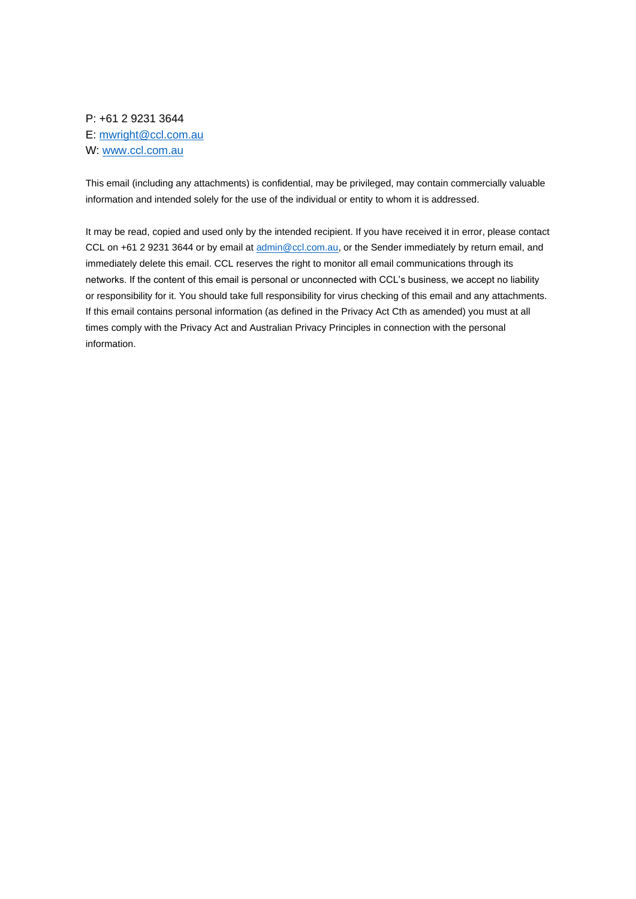P: +61 2 9231 3644
E: mwright@ccl.com.au
W: www.ccl.com.au

This email (including any attachments) is confidential, may be privileged, may contain commercially valuable information and intended solely for the use of the individual or entity to whom it is addressed.

It may be read, copied and used only by the intended recipient. If you have received it in error, please contact CCL on +61 2 9231 3644 or by email at admin@ccl.com.au, or the Sender immediately by return email, and immediately delete this email. CCL reserves the right to monitor all email communications through its networks. If the content of this email is personal or unconnected with CCL's business, we accept no liability or responsibility for it. You should take full responsibility for virus checking of this email and any attachments. If this email contains personal information (as defined in the Privacy Act Cth as amended) you must at all times comply with the Privacy Act and Australian Privacy Principles in connection with the personal information.